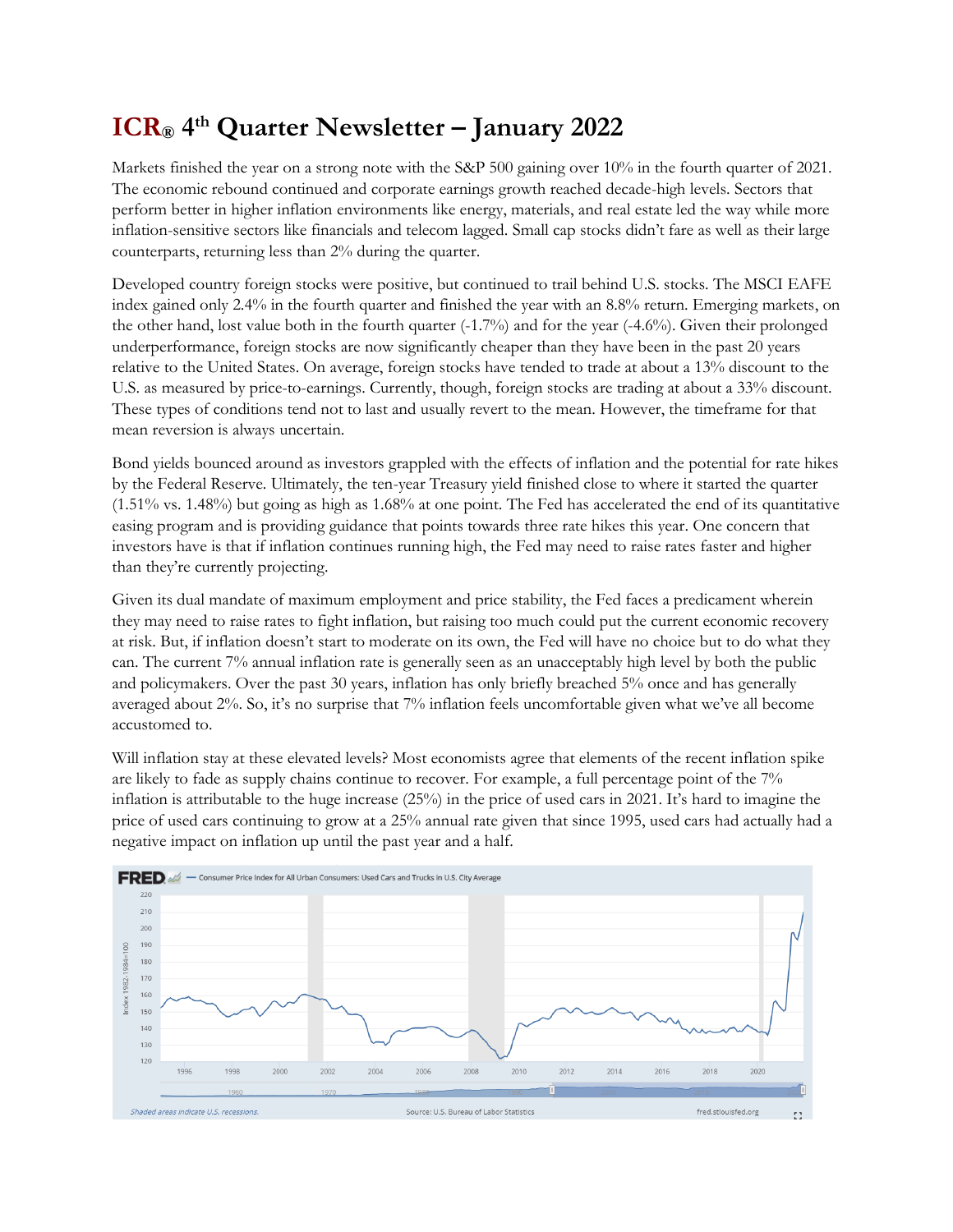# ICR® 4th Quarter Newsletter – January 2022

Markets finished the year on a strong note with the S&P 500 gaining over 10% in the fourth quarter of 2021. The economic rebound continued and corporate earnings growth reached decade-high levels. Sectors that perform better in higher inflation environments like energy, materials, and real estate led the way while more inflation-sensitive sectors like financials and telecom lagged. Small cap stocks didn't fare as well as their large counterparts, returning less than 2% during the quarter.

Developed country foreign stocks were positive, but continued to trail behind U.S. stocks. The MSCI EAFE index gained only 2.4% in the fourth quarter and finished the year with an 8.8% return. Emerging markets, on the other hand, lost value both in the fourth quarter (-1.7%) and for the year (-4.6%). Given their prolonged underperformance, foreign stocks are now significantly cheaper than they have been in the past 20 years relative to the United States. On average, foreign stocks have tended to trade at about a 13% discount to the U.S. as measured by price-to-earnings. Currently, though, foreign stocks are trading at about a 33% discount. These types of conditions tend not to last and usually revert to the mean. However, the timeframe for that mean reversion is always uncertain.

Bond yields bounced around as investors grappled with the effects of inflation and the potential for rate hikes by the Federal Reserve. Ultimately, the ten-year Treasury yield finished close to where it started the quarter (1.51% vs. 1.48%) but going as high as 1.68% at one point. The Fed has accelerated the end of its quantitative easing program and is providing guidance that points towards three rate hikes this year. One concern that investors have is that if inflation continues running high, the Fed may need to raise rates faster and higher than they're currently projecting.

Given its dual mandate of maximum employment and price stability, the Fed faces a predicament wherein they may need to raise rates to fight inflation, but raising too much could put the current economic recovery at risk. But, if inflation doesn't start to moderate on its own, the Fed will have no choice but to do what they can. The current 7% annual inflation rate is generally seen as an unacceptably high level by both the public and policymakers. Over the past 30 years, inflation has only briefly breached 5% once and has generally averaged about 2%. So, it's no surprise that 7% inflation feels uncomfortable given what we've all become accustomed to.

Will inflation stay at these elevated levels? Most economists agree that elements of the recent inflation spike are likely to fade as supply chains continue to recover. For example, a full percentage point of the 7% inflation is attributable to the huge increase (25%) in the price of used cars in 2021. It's hard to imagine the price of used cars continuing to grow at a 25% annual rate given that since 1995, used cars had actually had a negative impact on inflation up until the past year and a half.

FRED — Consumer Price Index for All Urban Consumers: Used Cars and Trucks in U.S. City Average

Shaded areas indicate U.S. recessions. Source: U.S. Bureau of Labor Statistics fred.stlouisfed.org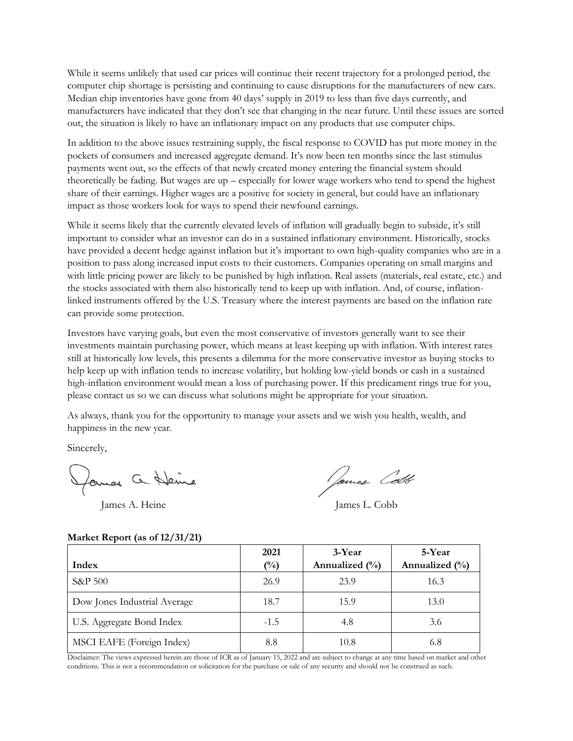While it seems unlikely that used car prices will continue their recent trajectory for a prolonged period, the computer chip shortage is persisting and continuing to cause disruptions for the manufacturers of new cars. Median chip inventories have gone from 40 days' supply in 2019 to less than five days currently, and manufacturers have indicated that they don't see that changing in the near future. Until these issues are sorted out, the situation is likely to have an inflationary impact on any products that use computer chips.

In addition to the above issues restraining supply, the fiscal response to COVID has put more money in the pockets of consumers and increased aggregate demand. It's now been ten months since the last stimulus payments went out, so the effects of that newly created money entering the financial system should theoretically be fading. But wages are up – especially for lower wage workers who tend to spend the highest share of their earnings. Higher wages are a positive for society in general, but could have an inflationary impact as those workers look for ways to spend their newfound earnings.

While it seems likely that the currently elevated levels of inflation will gradually begin to subside, it's still important to consider what an investor can do in a sustained inflationary environment. Historically, stocks have provided a decent hedge against inflation but it's important to own high-quality companies who are in a position to pass along increased input costs to their customers. Companies operating on small margins and with little pricing power are likely to be punished by high inflation. Real assets (materials, real estate, etc.) and the stocks associated with them also historically tend to keep up with inflation. And, of course, inflation-linked instruments offered by the U.S. Treasury where the interest payments are based on the inflation rate can provide some protection.

Investors have varying goals, but even the most conservative of investors generally want to see their investments maintain purchasing power, which means at least keeping up with inflation. With interest rates still at historically low levels, this presents a dilemma for the more conservative investor as buying stocks to help keep up with inflation tends to increase volatility, but holding low-yield bonds or cash in a sustained high-inflation environment would mean a loss of purchasing power. If this predicament rings true for you, please contact us so we can discuss what solutions might be appropriate for your situation.

As always, thank you for the opportunity to manage your assets and we wish you health, wealth, and happiness in the new year.

Sincerely,

James A. Heine

James L. Cobb

**Market Report (as of 12/31/21)**

| Index | 2021 (%) | 3-Year Annualized (%) | 5-Year Annualized (%) |
|---|---|---|---|
| S&P 500 | 26.9 | 23.9 | 16.3 |
| Dow Jones Industrial Average | 18.7 | 15.9 | 13.0 |
| U.S. Aggregate Bond Index | -1.5 | 4.8 | 3.6 |
| MSCI EAFE (Foreign Index) | 8.8 | 10.8 | 6.8 |

Disclaimer: The views expressed herein are those of ICR as of January 15, 2022 and are subject to change at any time based on market and other conditions. This is not a recommendation or solicitation for the purchase or sale of any security and should not be construed as such.